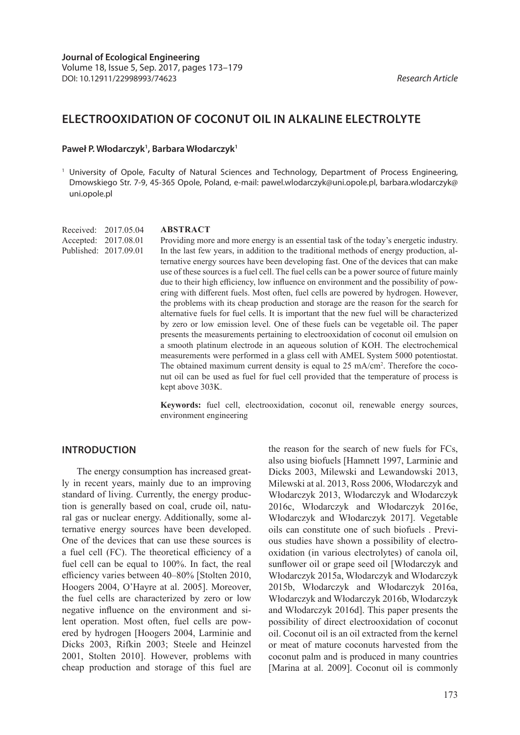Journal of Ecological Engineering
Volume 18, Issue 5, Sep. 2017, pages 173–179
DOI: 10.12911/22998993/74623

*Research Article*

# ELECTROOXIDATION OF COCONUT OIL IN ALKALINE ELECTROLYTE

**Paweł P. Włodarczyk[1], Barbara Włodarczyk[1]**

[1] University of Opole, Faculty of Natural Sciences and Technology, Department of Process Engineering, Dmowskiego Str. 7-9, 45-365 Opole, Poland, e-mail: pawel.wlodarczyk@uni.opole.pl, barbara.wlodarczyk@uni.opole.pl

Received: 2017.05.04
Accepted: 2017.08.01
Published: 2017.09.01

## ABSTRACT

Providing more and more energy is an essential task of the today's energetic industry. In the last few years, in addition to the traditional methods of energy production, alternative energy sources have been developing fast. One of the devices that can make use of these sources is a fuel cell. The fuel cells can be a power source of future mainly due to their high efficiency, low influence on environment and the possibility of powering with different fuels. Most often, fuel cells are powered by hydrogen. However, the problems with its cheap production and storage are the reason for the search for alternative fuels for fuel cells. It is important that the new fuel will be characterized by zero or low emission level. One of these fuels can be vegetable oil. The paper presents the measurements pertaining to electrooxidation of coconut oil emulsion on a smooth platinum electrode in an aqueous solution of KOH. The electrochemical measurements were performed in a glass cell with AMEL System 5000 potentiostat. The obtained maximum current density is equal to 25 mA/cm$^2$. Therefore the coconut oil can be used as fuel for fuel cell provided that the temperature of process is kept above 303K.

**Keywords:** fuel cell, electrooxidation, coconut oil, renewable energy sources, environment engineering

## INTRODUCTION

The energy consumption has increased greatly in recent years, mainly due to an improving standard of living. Currently, the energy production is generally based on coal, crude oil, natural gas or nuclear energy. Additionally, some alternative energy sources have been developed. One of the devices that can use these sources is a fuel cell (FC). The theoretical efficiency of a fuel cell can be equal to 100%. In fact, the real efficiency varies between 40–80% [Stolten 2010, Hoogers 2004, O'Hayre at al. 2005]. Moreover, the fuel cells are characterized by zero or low negative influence on the environment and silent operation. Most often, fuel cells are powered by hydrogen [Hoogers 2004, Larminie and Dicks 2003, Rifkin 2003; Steele and Heinzel 2001, Stolten 2010]. However, problems with cheap production and storage of this fuel are the reason for the search of new fuels for FCs, also using biofuels [Hamnett 1997, Larminie and Dicks 2003, Milewski and Lewandowski 2013, Milewski at al. 2013, Ross 2006, Włodarczyk and Włodarczyk 2013, Włodarczyk and Włodarczyk 2016c, Włodarczyk and Włodarczyk 2016e, Włodarczyk and Włodarczyk 2017]. Vegetable oils can constitute one of such biofuels . Previous studies have shown a possibility of electrooxidation (in various electrolytes) of canola oil, sunflower oil or grape seed oil [Włodarczyk and Włodarczyk 2015a, Włodarczyk and Włodarczyk 2015b, Włodarczyk and Włodarczyk 2016a, Włodarczyk and Włodarczyk 2016b, Włodarczyk and Włodarczyk 2016d]. This paper presents the possibility of direct electrooxidation of coconut oil. Coconut oil is an oil extracted from the kernel or meat of mature coconuts harvested from the coconut palm and is produced in many countries [Marina at al. 2009]. Coconut oil is commonly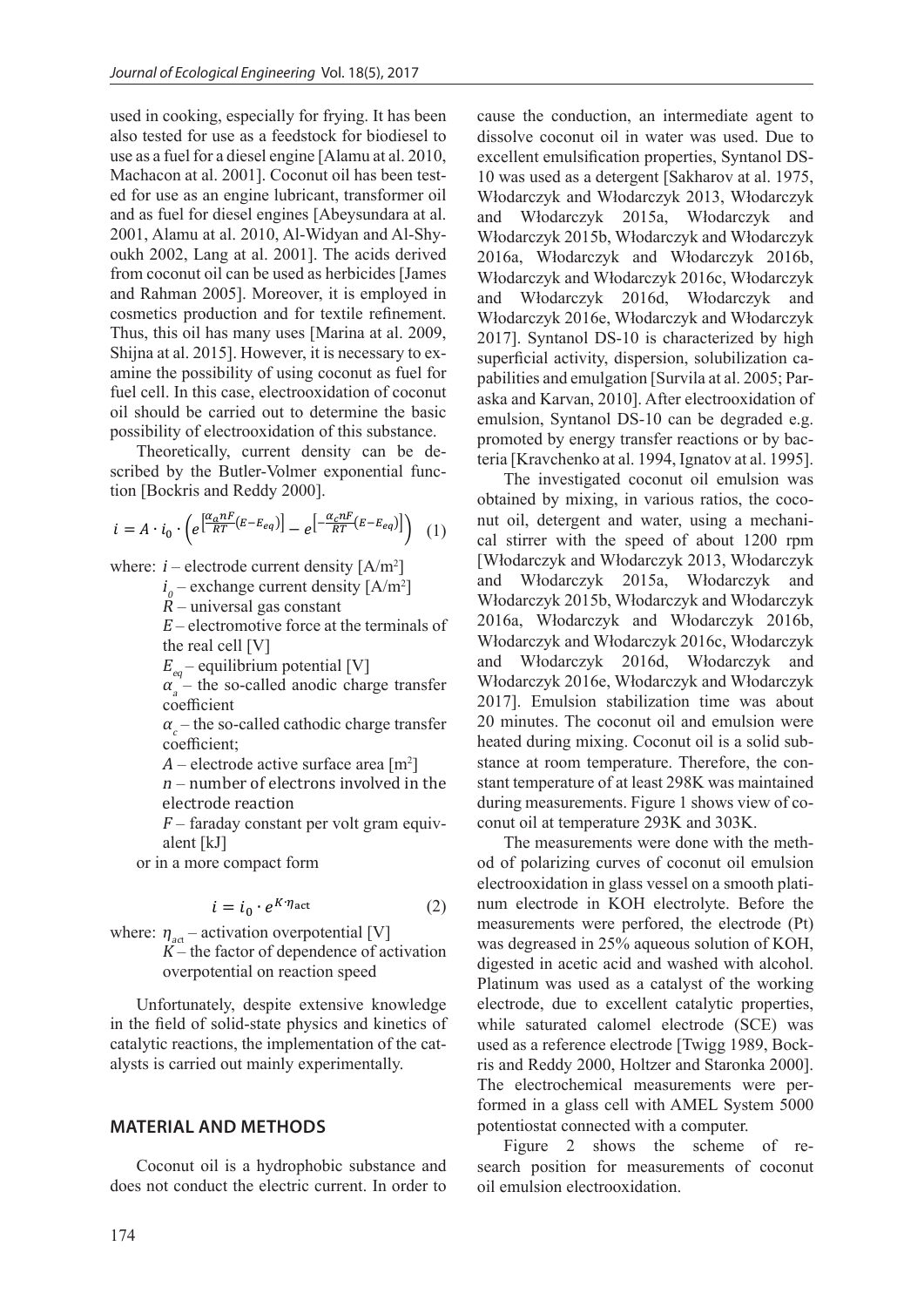used in cooking, especially for frying. It has been also tested for use as a feedstock for biodiesel to use as a fuel for a diesel engine [Alamu at al. 2010, Machacon at al. 2001]. Coconut oil has been tested for use as an engine lubricant, transformer oil and as fuel for diesel engines [Abeysundara at al. 2001, Alamu at al. 2010, Al-Widyan and Al-Shyoukh 2002, Lang at al. 2001]. The acids derived from coconut oil can be used as herbicides [James and Rahman 2005]. Moreover, it is employed in cosmetics production and for textile refinement. Thus, this oil has many uses [Marina at al. 2009, Shijna at al. 2015]. However, it is necessary to examine the possibility of using coconut as fuel for fuel cell. In this case, electrooxidation of coconut oil should be carried out to determine the basic possibility of electrooxidation of this substance.

Theoretically, current density can be described by the Butler-Volmer exponential function [Bockris and Reddy 2000].

$$i = A \cdot i_0 \cdot \left(e^{\left[\frac{\alpha_a nF}{RT}(E-E_{eq})\right]} - e^{\left[-\frac{\alpha_c nF}{RT}(E-E_{eq})\right]}\right) \quad (1)$$

where: $i$ – electrode current density [A/m$^2$]
$i_0$ – exchange current density [A/m$^2$]
$R$ – universal gas constant
$E$ – electromotive force at the terminals of the real cell [V]
$E_{eq}$ – equilibrium potential [V]
$\alpha_a$ – the so-called anodic charge transfer coefficient
$\alpha_c$ – the so-called cathodic charge transfer coefficient;
$A$ – electrode active surface area [m$^2$]
$n$ – number of electrons involved in the electrode reaction
$F$ – faraday constant per volt gram equivalent [kJ]

or in a more compact form

$$i = i_0 \cdot e^{K \cdot \eta_{\text{act}}} \quad (2)$$

where: $\eta_{act}$ – activation overpotential [V]
$K$ – the factor of dependence of activation overpotential on reaction speed

Unfortunately, despite extensive knowledge in the field of solid-state physics and kinetics of catalytic reactions, the implementation of the catalysts is carried out mainly experimentally.

## MATERIAL AND METHODS

Coconut oil is a hydrophobic substance and does not conduct the electric current. In order to cause the conduction, an intermediate agent to dissolve coconut oil in water was used. Due to excellent emulsification properties, Syntanol DS-10 was used as a detergent [Sakharov at al. 1975, Włodarczyk and Włodarczyk 2013, Włodarczyk and Włodarczyk 2015a, Włodarczyk and Włodarczyk 2015b, Włodarczyk and Włodarczyk 2016a, Włodarczyk and Włodarczyk 2016b, Włodarczyk and Włodarczyk 2016c, Włodarczyk and Włodarczyk 2016d, Włodarczyk and Włodarczyk 2016e, Włodarczyk and Włodarczyk 2017]. Syntanol DS-10 is characterized by high superficial activity, dispersion, solubilization capabilities and emulgation [Survila at al. 2005; Paraska and Karvan, 2010]. After electrooxidation of emulsion, Syntanol DS-10 can be degraded e.g. promoted by energy transfer reactions or by bacteria [Kravchenko at al. 1994, Ignatov at al. 1995].

The investigated coconut oil emulsion was obtained by mixing, in various ratios, the coconut oil, detergent and water, using a mechanical stirrer with the speed of about 1200 rpm [Włodarczyk and Włodarczyk 2013, Włodarczyk and Włodarczyk 2015a, Włodarczyk and Włodarczyk 2015b, Włodarczyk and Włodarczyk 2016a, Włodarczyk and Włodarczyk 2016b, Włodarczyk and Włodarczyk 2016c, Włodarczyk and Włodarczyk 2016d, Włodarczyk and Włodarczyk 2016e, Włodarczyk and Włodarczyk 2017]. Emulsion stabilization time was about 20 minutes. The coconut oil and emulsion were heated during mixing. Coconut oil is a solid substance at room temperature. Therefore, the constant temperature of at least 298K was maintained during measurements. Figure 1 shows view of coconut oil at temperature 293K and 303K.

The measurements were done with the method of polarizing curves of coconut oil emulsion electrooxidation in glass vessel on a smooth platinum electrode in KOH electrolyte. Before the measurements were perfored, the electrode (Pt) was degreased in 25% aqueous solution of KOH, digested in acetic acid and washed with alcohol. Platinum was used as a catalyst of the working electrode, due to excellent catalytic properties, while saturated calomel electrode (SCE) was used as a reference electrode [Twigg 1989, Bockris and Reddy 2000, Holtzer and Staronka 2000]. The electrochemical measurements were performed in a glass cell with AMEL System 5000 potentiostat connected with a computer.

Figure 2 shows the scheme of research position for measurements of coconut oil emulsion electrooxidation.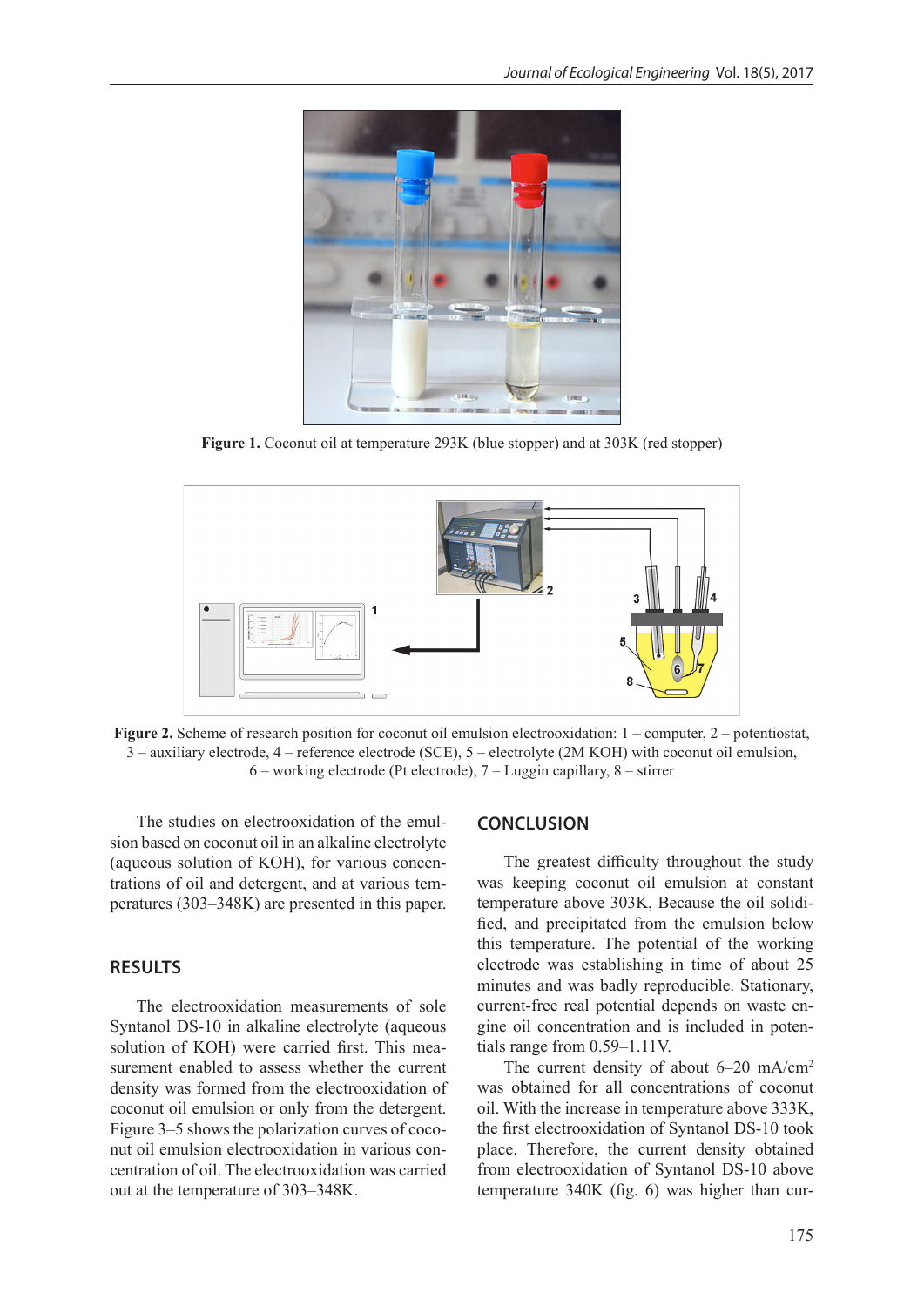**Figure 1.** Coconut oil at temperature 293K (blue stopper) and at 303K (red stopper)

**Figure 2.** Scheme of research position for coconut oil emulsion electrooxidation: 1 – computer, 2 – potentiostat, 3 – auxiliary electrode, 4 – reference electrode (SCE), 5 – electrolyte (2M KOH) with coconut oil emulsion, 6 – working electrode (Pt electrode), 7 – Luggin capillary, 8 – stirrer

The studies on electrooxidation of the emulsion based on coconut oil in an alkaline electrolyte (aqueous solution of KOH), for various concentrations of oil and detergent, and at various temperatures (303–348K) are presented in this paper.

## RESULTS

The electrooxidation measurements of sole Syntanol DS-10 in alkaline electrolyte (aqueous solution of KOH) were carried first. This measurement enabled to assess whether the current density was formed from the electrooxidation of coconut oil emulsion or only from the detergent. Figure 3–5 shows the polarization curves of coconut oil emulsion electrooxidation in various concentration of oil. The electrooxidation was carried out at the temperature of 303–348K.

## CONCLUSION

The greatest difficulty throughout the study was keeping coconut oil emulsion at constant temperature above 303K, Because the oil solidified, and precipitated from the emulsion below this temperature. The potential of the working electrode was establishing in time of about 25 minutes and was badly reproducible. Stationary, current-free real potential depends on waste engine oil concentration and is included in potentials range from 0.59–1.11V.

The current density of about 6–20 mA/cm$^2$ was obtained for all concentrations of coconut oil. With the increase in temperature above 333K, the first electrooxidation of Syntanol DS-10 took place. Therefore, the current density obtained from electrooxidation of Syntanol DS-10 above temperature 340K (fig. 6) was higher than cur-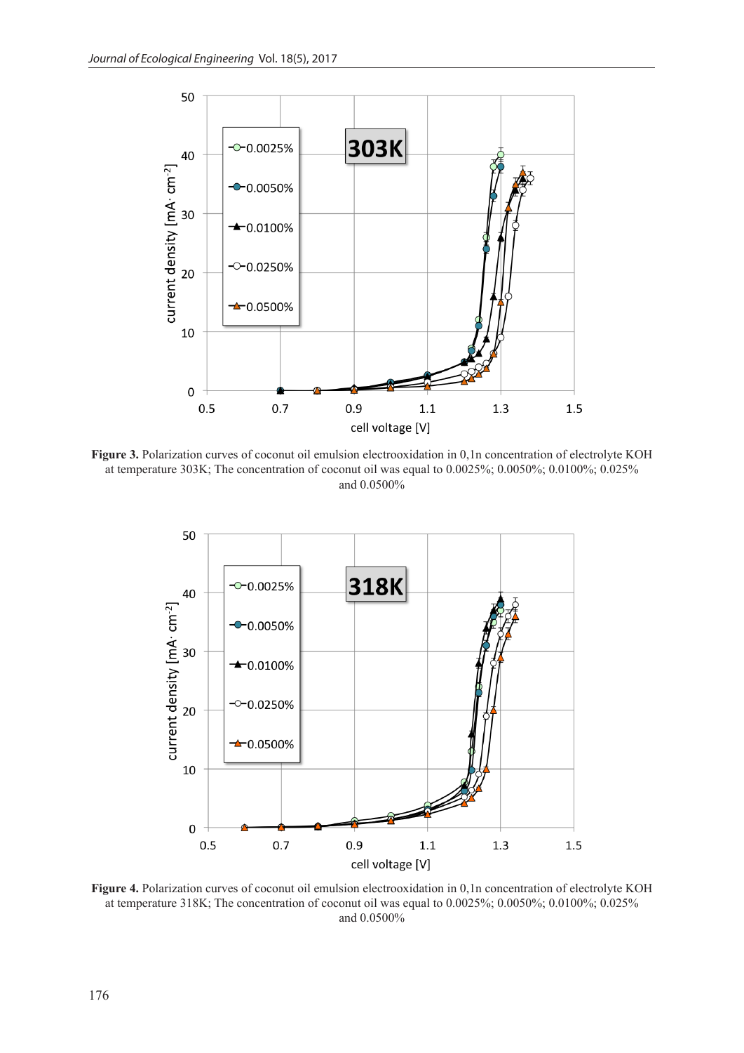**Figure 3.** Polarization curves of coconut oil emulsion electrooxidation in 0,1n concentration of electrolyte KOH at temperature 303K; The concentration of coconut oil was equal to 0.0025%; 0.0050%; 0.0100%; 0.025% and 0.0500%

**Figure 4.** Polarization curves of coconut oil emulsion electrooxidation in 0,1n concentration of electrolyte KOH at temperature 318K; The concentration of coconut oil was equal to 0.0025%; 0.0050%; 0.0100%; 0.025% and 0.0500%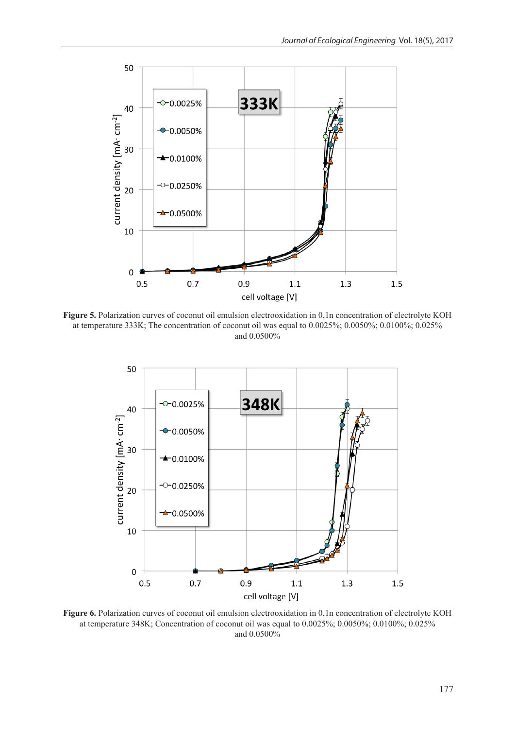**Figure 5.** Polarization curves of coconut oil emulsion electrooxidation in 0,1n concentration of electrolyte KOH at temperature 333K; The concentration of coconut oil was equal to 0.0025%; 0.0050%; 0.0100%; 0.025% and 0.0500%

**Figure 6.** Polarization curves of coconut oil emulsion electrooxidation in 0,1n concentration of electrolyte KOH at temperature 348K; Concentration of coconut oil was equal to 0.0025%; 0.0050%; 0.0100%; 0.025% and 0.0500%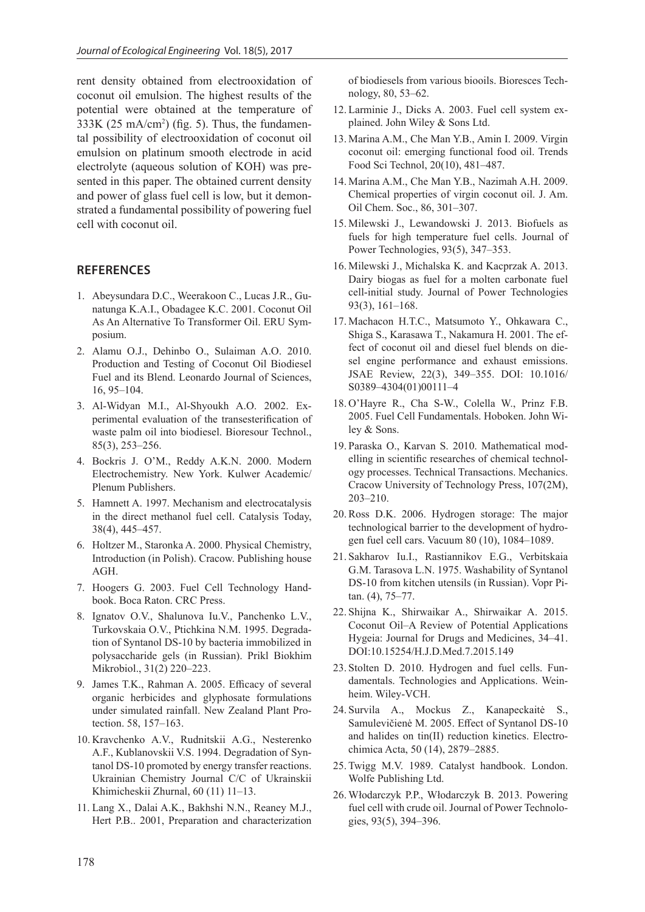rent density obtained from electrooxidation of coconut oil emulsion. The highest results of the potential were obtained at the temperature of 333K (25 mA/cm$^2$) (fig. 5). Thus, the fundamental possibility of electrooxidation of coconut oil emulsion on platinum smooth electrode in acid electrolyte (aqueous solution of KOH) was presented in this paper. The obtained current density and power of glass fuel cell is low, but it demonstrated a fundamental possibility of powering fuel cell with coconut oil.

## REFERENCES

1. Abeysundara D.C., Weerakoon C., Lucas J.R., Gunatunga K.A.I., Obadagee K.C. 2001. Coconut Oil As An Alternative To Transformer Oil. ERU Symposium.
2. Alamu O.J., Dehinbo O., Sulaiman A.O. 2010. Production and Testing of Coconut Oil Biodiesel Fuel and its Blend. Leonardo Journal of Sciences, 16, 95–104.
3. Al-Widyan M.I., Al-Shyoukh A.O. 2002. Experimental evaluation of the transesterification of waste palm oil into biodiesel. Bioresour Technol., 85(3), 253–256.
4. Bockris J. O'M., Reddy A.K.N. 2000. Modern Electrochemistry. New York. Kulwer Academic/ Plenum Publishers.
5. Hamnett A. 1997. Mechanism and electrocatalysis in the direct methanol fuel cell. Catalysis Today, 38(4), 445–457.
6. Holtzer M., Staronka A. 2000. Physical Chemistry, Introduction (in Polish). Cracow. Publishing house AGH.
7. Hoogers G. 2003. Fuel Cell Technology Handbook. Boca Raton. CRC Press.
8. Ignatov O.V., Shalunova Iu.V., Panchenko L.V., Turkovskaia O.V., Ptichkina N.M. 1995. Degradation of Syntanol DS-10 by bacteria immobilized in polysaccharide gels (in Russian). Prikl Biokhim Mikrobiol., 31(2) 220–223.
9. James T.K., Rahman A. 2005. Efficacy of several organic herbicides and glyphosate formulations under simulated rainfall. New Zealand Plant Protection. 58, 157–163.
10. Kravchenko A.V., Rudnitskii A.G., Nesterenko A.F., Kublanovskii V.S. 1994. Degradation of Syntanol DS-10 promoted by energy transfer reactions. Ukrainian Chemistry Journal C/C of Ukrainskii Khimicheskii Zhurnal, 60 (11) 11–13.
11. Lang X., Dalai A.K., Bakhshi N.N., Reaney M.J., Hert P.B.. 2001, Preparation and characterization of biodiesels from various biooils. Bioresces Technology, 80, 53–62.
12. Larminie J., Dicks A. 2003. Fuel cell system explained. John Wiley & Sons Ltd.
13. Marina A.M., Che Man Y.B., Amin I. 2009. Virgin coconut oil: emerging functional food oil. Trends Food Sci Technol, 20(10), 481–487.
14. Marina A.M., Che Man Y.B., Nazimah A.H. 2009. Chemical properties of virgin coconut oil. J. Am. Oil Chem. Soc., 86, 301–307.
15. Milewski J., Lewandowski J. 2013. Biofuels as fuels for high temperature fuel cells. Journal of Power Technologies, 93(5), 347–353.
16. Milewski J., Michalska K. and Kacprzak A. 2013. Dairy biogas as fuel for a molten carbonate fuel cell-initial study. Journal of Power Technologies 93(3), 161–168.
17. Machacon H.T.C., Matsumoto Y., Ohkawara C., Shiga S., Karasawa T., Nakamura H. 2001. The effect of coconut oil and diesel fuel blends on diesel engine performance and exhaust emissions. JSAE Review, 22(3), 349–355. DOI: 10.1016/ S0389–4304(01)00111–4
18. O'Hayre R., Cha S-W., Colella W., Prinz F.B. 2005. Fuel Cell Fundamentals. Hoboken. John Wiley & Sons.
19. Paraska O., Karvan S. 2010. Mathematical modelling in scientific researches of chemical technology processes. Technical Transactions. Mechanics. Cracow University of Technology Press, 107(2M), 203–210.
20. Ross D.K. 2006. Hydrogen storage: The major technological barrier to the development of hydrogen fuel cell cars. Vacuum 80 (10), 1084–1089.
21. Sakharov Iu.I., Rastiannikov E.G., Verbitskaia G.M. Tarasova L.N. 1975. Washability of Syntanol DS-10 from kitchen utensils (in Russian). Vopr Pitan. (4), 75–77.
22. Shijna K., Shirwaikar A., Shirwaikar A. 2015. Coconut Oil–A Review of Potential Applications Hygeia: Journal for Drugs and Medicines, 34–41. DOI:10.15254/H.J.D.Med.7.2015.149
23. Stolten D. 2010. Hydrogen and fuel cells. Fundamentals. Technologies and Applications. Weinheim. Wiley-VCH.
24. Survila A., Mockus Z., Kanapeckaitė S., Samulevičienė M. 2005. Effect of Syntanol DS-10 and halides on tin(II) reduction kinetics. Electrochimica Acta, 50 (14), 2879–2885.
25. Twigg M.V. 1989. Catalyst handbook. London. Wolfe Publishing Ltd.
26. Włodarczyk P.P., Włodarczyk B. 2013. Powering fuel cell with crude oil. Journal of Power Technologies, 93(5), 394–396.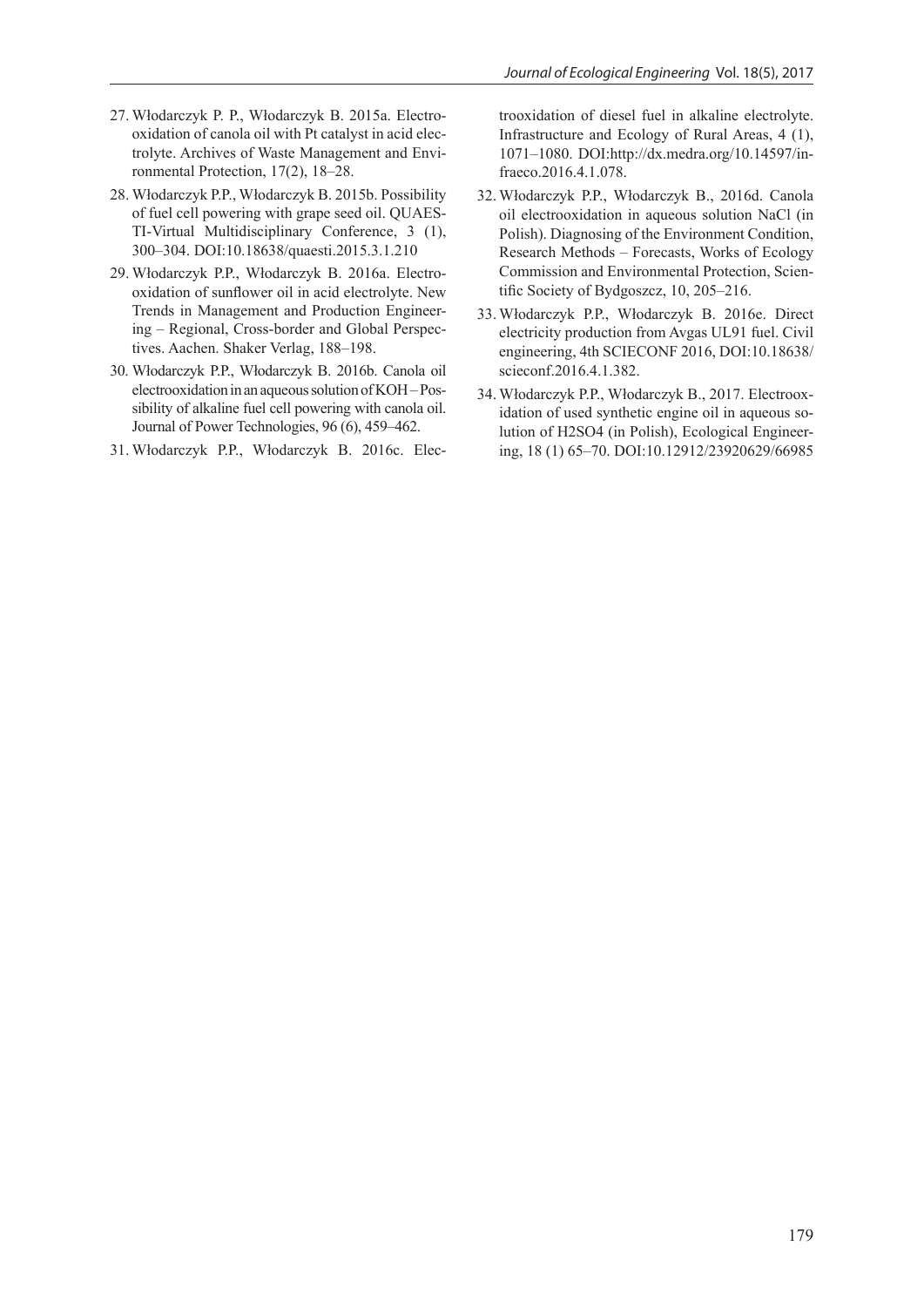27. Włodarczyk P. P., Włodarczyk B. 2015a. Electrooxidation of canola oil with Pt catalyst in acid electrolyte. Archives of Waste Management and Environmental Protection, 17(2), 18–28.
28. Włodarczyk P.P., Włodarczyk B. 2015b. Possibility of fuel cell powering with grape seed oil. QUAESTI-Virtual Multidisciplinary Conference, 3 (1), 300–304. DOI:10.18638/quaesti.2015.3.1.210
29. Włodarczyk P.P., Włodarczyk B. 2016a. Electrooxidation of sunflower oil in acid electrolyte. New Trends in Management and Production Engineering – Regional, Cross-border and Global Perspectives. Aachen. Shaker Verlag, 188–198.
30. Włodarczyk P.P., Włodarczyk B. 2016b. Canola oil electrooxidation in an aqueous solution of KOH – Possibility of alkaline fuel cell powering with canola oil. Journal of Power Technologies, 96 (6), 459–462.
31. Włodarczyk P.P., Włodarczyk B. 2016c. Electrooxidation of diesel fuel in alkaline electrolyte. Infrastructure and Ecology of Rural Areas, 4 (1), 1071–1080. DOI:http://dx.medra.org/10.14597/infraeco.2016.4.1.078.
32. Włodarczyk P.P., Włodarczyk B., 2016d. Canola oil electrooxidation in aqueous solution NaCl (in Polish). Diagnosing of the Environment Condition, Research Methods – Forecasts, Works of Ecology Commission and Environmental Protection, Scientific Society of Bydgoszcz, 10, 205–216.
33. Włodarczyk P.P., Włodarczyk B. 2016e. Direct electricity production from Avgas UL91 fuel. Civil engineering, 4th SCIECONF 2016, DOI:10.18638/scieconf.2016.4.1.382.
34. Włodarczyk P.P., Włodarczyk B., 2017. Electrooxidation of used synthetic engine oil in aqueous solution of H2SO4 (in Polish), Ecological Engineering, 18 (1) 65–70. DOI:10.12912/23920629/66985